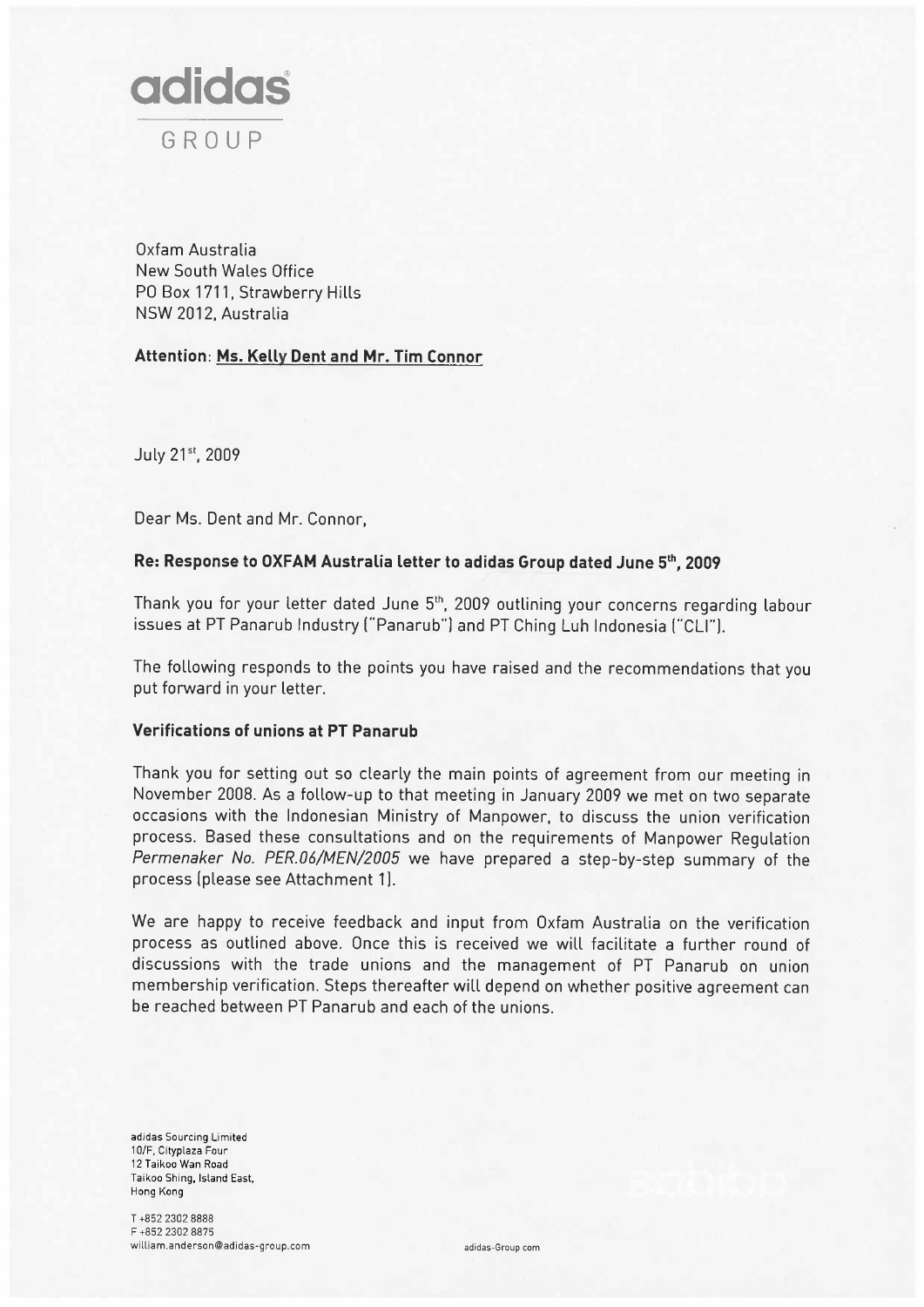adidas GROUP

Oxfam Australia
New South Wales Office
PO Box 1711, Strawberry Hills
NSW 2012, Australia

**Attention**: **Ms. Kelly Dent and Mr. Tim Connor**

July 21st, 2009

Dear Ms. Dent and Mr. Connor,

**Re: Response to OXFAM Australia letter to adidas Group dated June 5th, 2009**

Thank you for your letter dated June 5th, 2009 outlining your concerns regarding labour issues at PT Panarub Industry ("Panarub") and PT Ching Luh Indonesia ("CLI").

The following responds to the points you have raised and the recommendations that you put forward in your letter.

**Verifications of unions at PT Panarub**

Thank you for setting out so clearly the main points of agreement from our meeting in November 2008. As a follow-up to that meeting in January 2009 we met on two separate occasions with the Indonesian Ministry of Manpower, to discuss the union verification process. Based these consultations and on the requirements of Manpower Regulation *Permenaker No. PER.06/MEN/2005* we have prepared a step-by-step summary of the process (please see Attachment 1).

We are happy to receive feedback and input from Oxfam Australia on the verification process as outlined above. Once this is received we will facilitate a further round of discussions with the trade unions and the management of PT Panarub on union membership verification. Steps thereafter will depend on whether positive agreement can be reached between PT Panarub and each of the unions.

adidas Sourcing Limited
10/F, Cityplaza Four
12 Taikoo Wan Road
Taikoo Shing, Island East,
Hong Kong

T +852 2302 8888
F +852 2302 8875
william.anderson@adidas-group.com

adidas-Group.com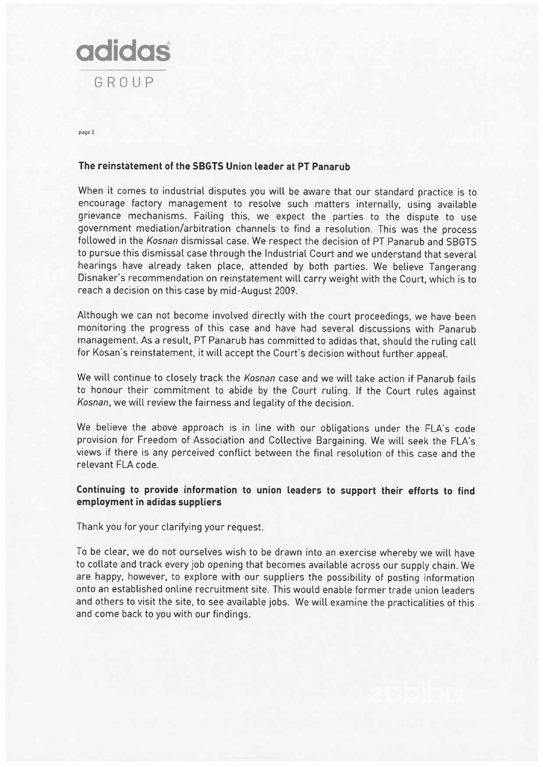## The reinstatement of the SBGTS Union leader at PT Panarub

When it comes to industrial disputes you will be aware that our standard practice is to encourage factory management to resolve such matters internally, using available grievance mechanisms. Failing this, we expect the parties to the dispute to use government mediation/arbitration channels to find a resolution. This was the process followed in the *Kosnan* dismissal case. We respect the decision of PT Panarub and SBGTS to pursue this dismissal case through the Industrial Court and we understand that several hearings have already taken place, attended by both parties. We believe Tangerang Disnaker's recommendation on reinstatement will carry weight with the Court, which is to reach a decision on this case by mid-August 2009.

Although we can not become involved directly with the court proceedings, we have been monitoring the progress of this case and have had several discussions with Panarub management. As a result, PT Panarub has committed to adidas that, should the ruling call for Kosan's reinstatement, it will accept the Court's decision without further appeal.

We will continue to closely track the *Kosnan* case and we will take action if Panarub fails to honour their commitment to abide by the Court ruling. If the Court rules against *Kosnan*, we will review the fairness and legality of the decision.

We believe the above approach is in line with our obligations under the FLA's code provision for Freedom of Association and Collective Bargaining. We will seek the FLA's views if there is any perceived conflict between the final resolution of this case and the relevant FLA code.

## Continuing to provide information to union leaders to support their efforts to find employment in adidas suppliers

Thank you for your clarifying your request.

To be clear, we do not ourselves wish to be drawn into an exercise whereby we will have to collate and track every job opening that becomes available across our supply chain. We are happy, however, to explore with our suppliers the possibility of posting information onto an established online recruitment site. This would enable former trade union leaders and others to visit the site, to see available jobs. We will examine the practicalities of this and come back to you with our findings.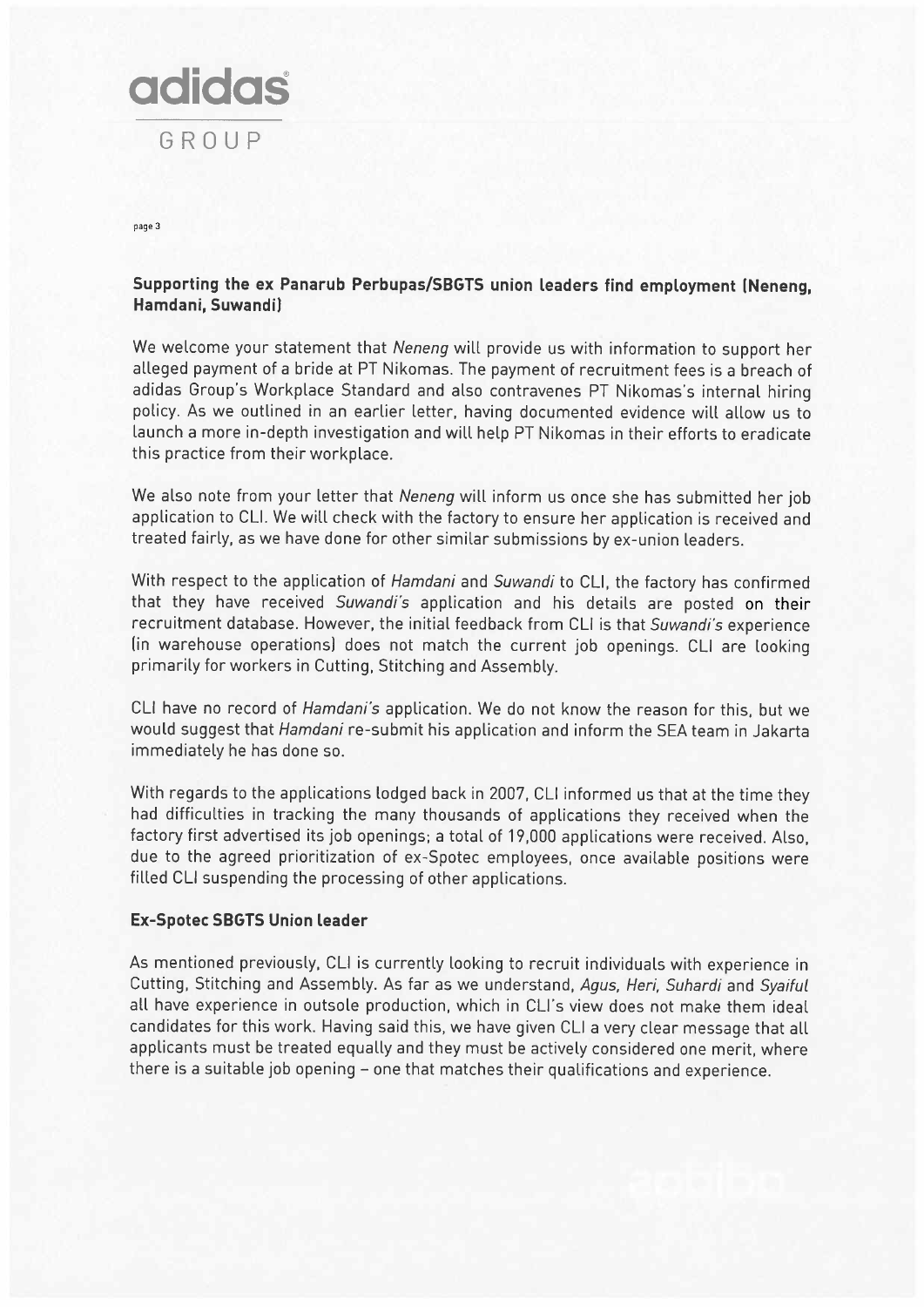adidas GROUP

### Supporting the ex Panarub Perbupas/SBGTS union leaders find employment (Neneng, Hamdani, Suwandi)

We welcome your statement that *Neneng* will provide us with information to support her alleged payment of a bride at PT Nikomas. The payment of recruitment fees is a breach of adidas Group's Workplace Standard and also contravenes PT Nikomas's internal hiring policy. As we outlined in an earlier letter, having documented evidence will allow us to launch a more in-depth investigation and will help PT Nikomas in their efforts to eradicate this practice from their workplace.

We also note from your letter that *Neneng* will inform us once she has submitted her job application to CLI. We will check with the factory to ensure her application is received and treated fairly, as we have done for other similar submissions by ex-union leaders.

With respect to the application of *Hamdani* and *Suwandi* to CLI, the factory has confirmed that they have received *Suwandi's* application and his details are posted on their recruitment database. However, the initial feedback from CLI is that *Suwandi's* experience (in warehouse operations) does not match the current job openings. CLI are looking primarily for workers in Cutting, Stitching and Assembly.

CLI have no record of *Hamdani's* application. We do not know the reason for this, but we would suggest that *Hamdani* re-submit his application and inform the SEA team in Jakarta immediately he has done so.

With regards to the applications lodged back in 2007, CLI informed us that at the time they had difficulties in tracking the many thousands of applications they received when the factory first advertised its job openings; a total of 19,000 applications were received. Also, due to the agreed prioritization of ex-Spotec employees, once available positions were filled CLI suspending the processing of other applications.

### Ex-Spotec SBGTS Union leader

As mentioned previously, CLI is currently looking to recruit individuals with experience in Cutting, Stitching and Assembly. As far as we understand, *Agus, Heri, Suhardi* and *Syaiful* all have experience in outsole production, which in CLI's view does not make them ideal candidates for this work. Having said this, we have given CLI a very clear message that all applicants must be treated equally and they must be actively considered one merit, where there is a suitable job opening – one that matches their qualifications and experience.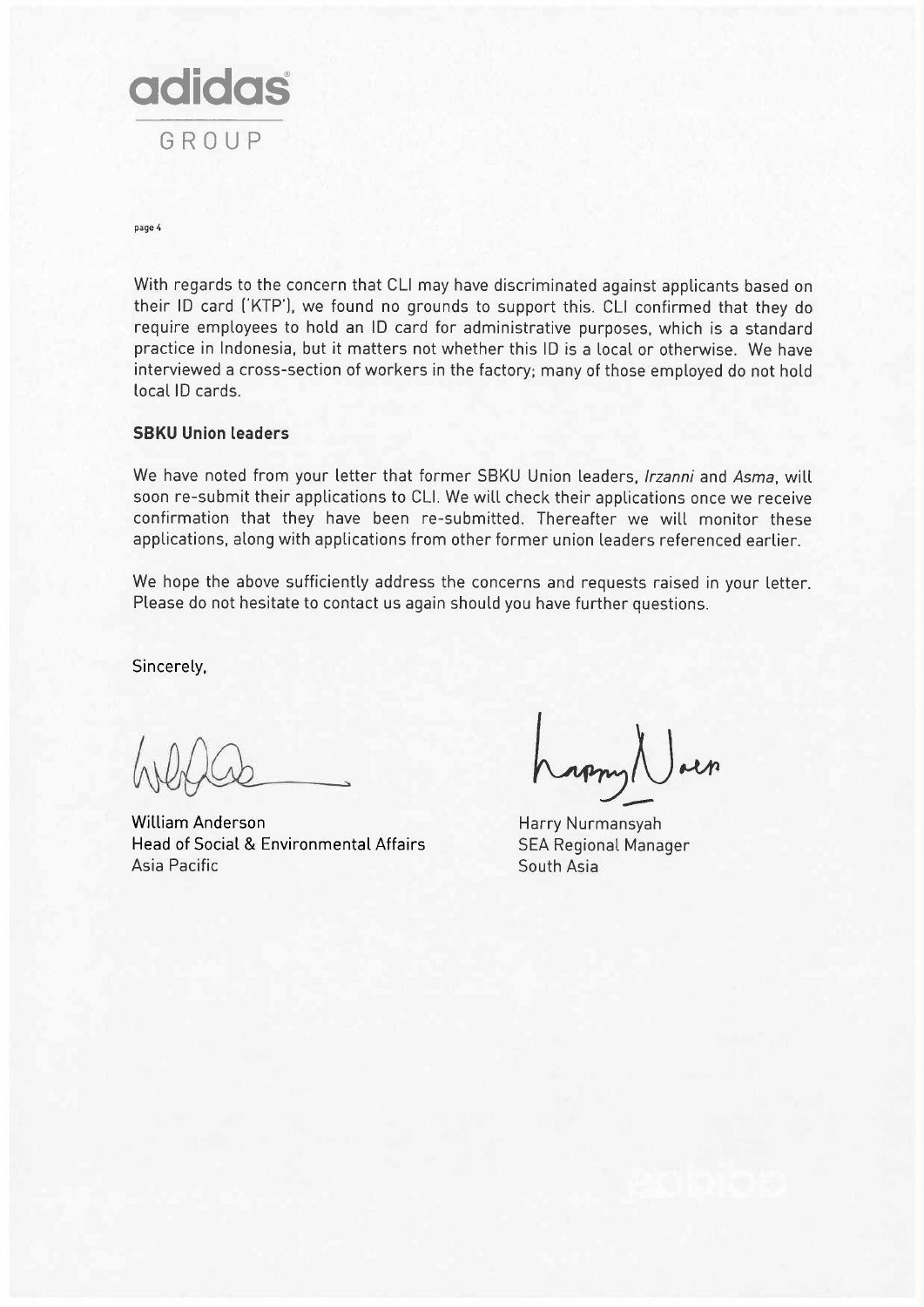With regards to the concern that CLI may have discriminated against applicants based on their ID card ('KTP'), we found no grounds to support this. CLI confirmed that they do require employees to hold an ID card for administrative purposes, which is a standard practice in Indonesia, but it matters not whether this ID is a local or otherwise. We have interviewed a cross-section of workers in the factory; many of those employed do not hold local ID cards.

**SBKU Union leaders**

We have noted from your letter that former SBKU Union leaders, *Irzanni* and *Asma*, will soon re-submit their applications to CLI. We will check their applications once we receive confirmation that they have been re-submitted. Thereafter we will monitor these applications, along with applications from other former union leaders referenced earlier.

We hope the above sufficiently address the concerns and requests raised in your letter. Please do not hesitate to contact us again should you have further questions.

Sincerely,

William Anderson
Head of Social & Environmental Affairs
Asia Pacific

Harry Nurmansyah
SEA Regional Manager
South Asia